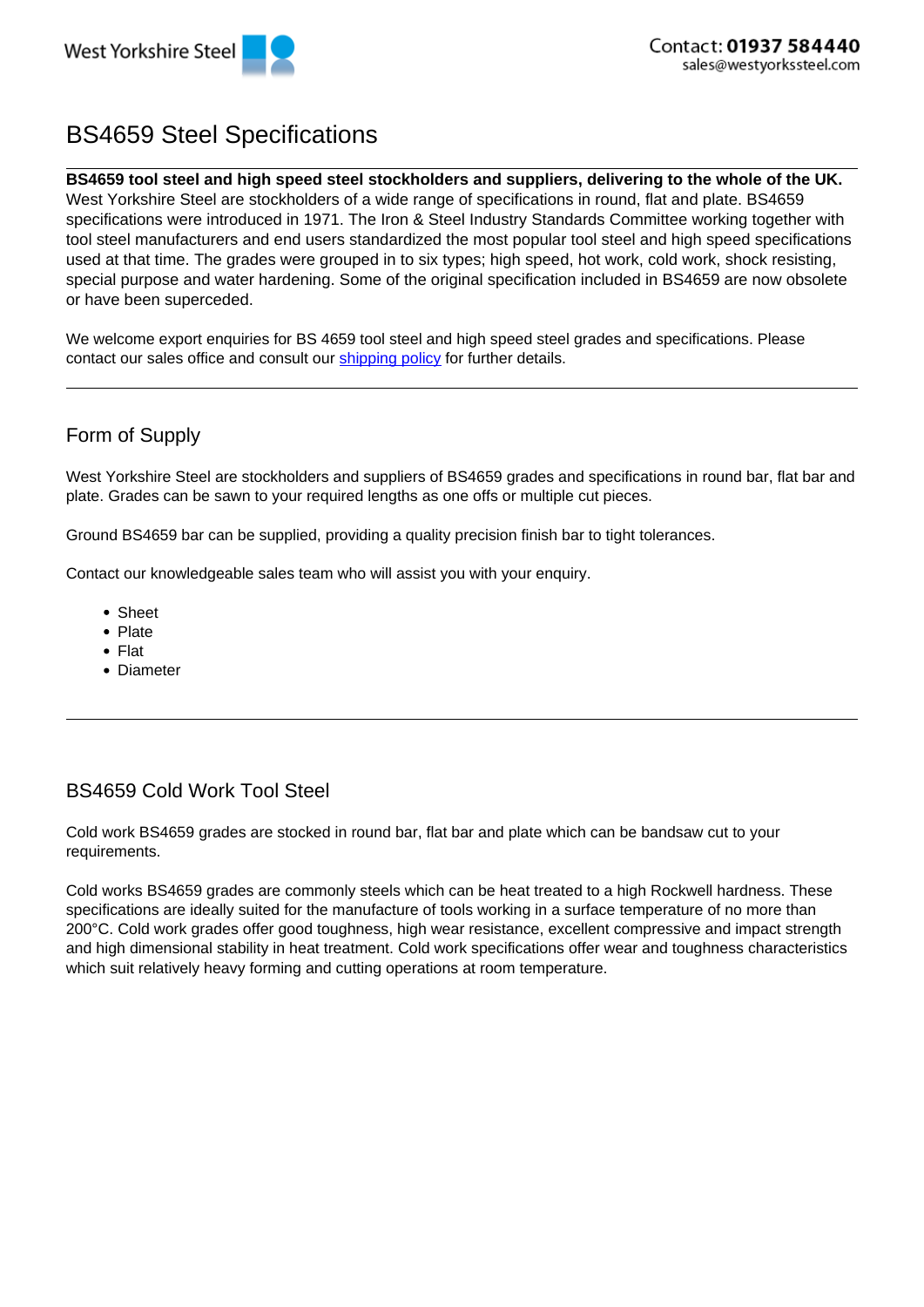# BS4659 Steel Specifications

**BS4659 tool steel and high speed steel stockholders and suppliers, delivering to the whole of the UK.** West Yorkshire Steel are stockholders of a wide range of specifications in round, flat and plate. BS4659 specifications were introduced in 1971. The Iron & Steel Industry Standards Committee working together with tool steel manufacturers and end users standardized the most popular tool steel and high speed specifications used at that time. The grades were grouped in to six types; high speed, hot work, cold work, shock resisting, special purpose and water hardening. Some of the original specification included in BS4659 are now obsolete or have been superceded.

We welcome export enquiries for BS 4659 tool steel and high speed steel grades and specifications. Please contact our sales office and consult our shipping policy for further details.

---

## Form of Supply

West Yorkshire Steel are stockholders and suppliers of BS4659 grades and specifications in round bar, flat bar and plate. Grades can be sawn to your required lengths as one offs or multiple cut pieces.

Ground BS4659 bar can be supplied, providing a quality precision finish bar to tight tolerances.

Contact our knowledgeable sales team who will assist you with your enquiry.

- Sheet
- Plate
- Flat
- Diameter

---

## BS4659 Cold Work Tool Steel

Cold work BS4659 grades are stocked in round bar, flat bar and plate which can be bandsaw cut to your requirements.

Cold works BS4659 grades are commonly steels which can be heat treated to a high Rockwell hardness. These specifications are ideally suited for the manufacture of tools working in a surface temperature of no more than 200°C. Cold work grades offer good toughness, high wear resistance, excellent compressive and impact strength and high dimensional stability in heat treatment. Cold work specifications offer wear and toughness characteristics which suit relatively heavy forming and cutting operations at room temperature.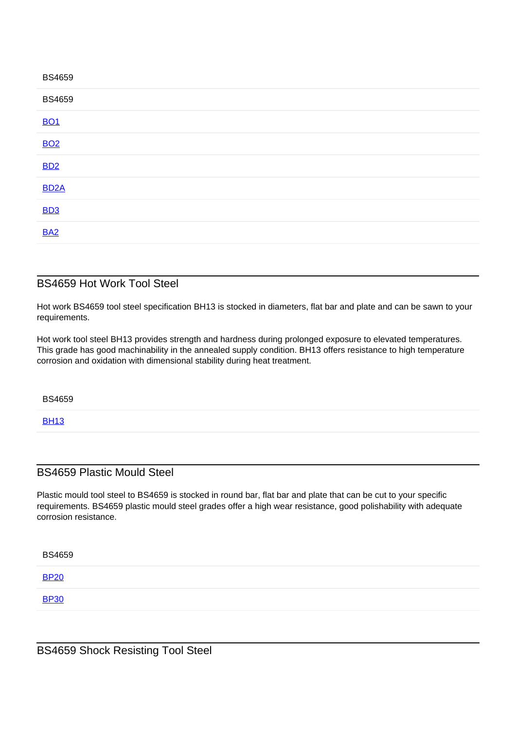| BS4659 |
| --- |
| BS4659 |
| BO1 |
| BO2 |
| BD2 |
| BD2A |
| BD3 |
| BA2 |

## BS4659 Hot Work Tool Steel

Hot work BS4659 tool steel specification BH13 is stocked in diameters, flat bar and plate and can be sawn to your requirements.

Hot work tool steel BH13 provides strength and hardness during prolonged exposure to elevated temperatures. This grade has good machinability in the annealed supply condition. BH13 offers resistance to high temperature corrosion and oxidation with dimensional stability during heat treatment.

| BS4659 |
| --- |
| BH13 |

## BS4659 Plastic Mould Steel

Plastic mould tool steel to BS4659 is stocked in round bar, flat bar and plate that can be cut to your specific requirements. BS4659 plastic mould steel grades offer a high wear resistance, good polishability with adequate corrosion resistance.

| BS4659 |
| --- |
| BP20 |
| BP30 |

## BS4659 Shock Resisting Tool Steel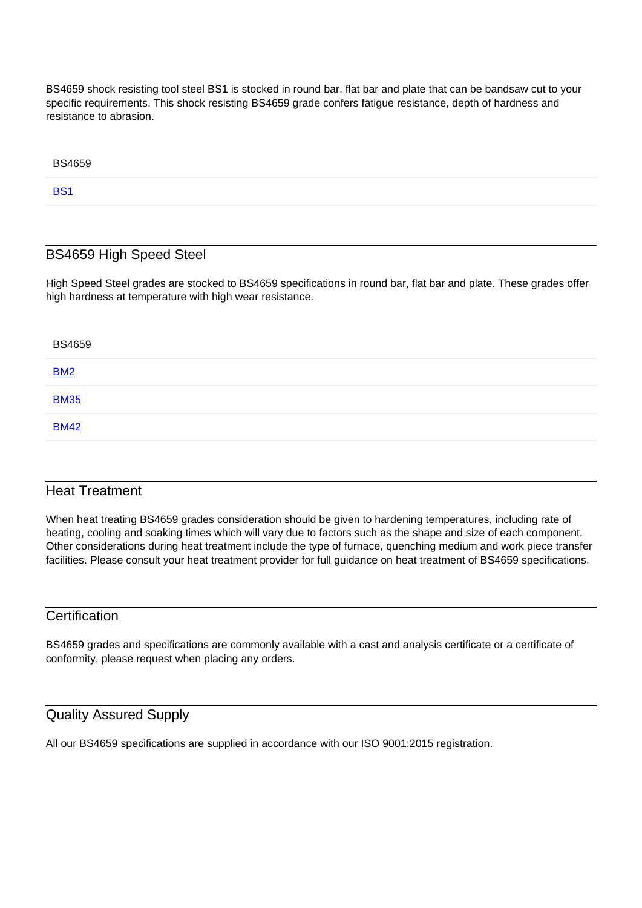BS4659 shock resisting tool steel BS1 is stocked in round bar, flat bar and plate that can be bandsaw cut to your specific requirements. This shock resisting BS4659 grade confers fatigue resistance, depth of hardness and resistance to abrasion.

| BS4659 |
| --- |
| BS1 |

## BS4659 High Speed Steel

High Speed Steel grades are stocked to BS4659 specifications in round bar, flat bar and plate. These grades offer high hardness at temperature with high wear resistance.

| BS4659 |
| --- |
| BM2 |
| BM35 |
| BM42 |

## Heat Treatment

When heat treating BS4659 grades consideration should be given to hardening temperatures, including rate of heating, cooling and soaking times which will vary due to factors such as the shape and size of each component. Other considerations during heat treatment include the type of furnace, quenching medium and work piece transfer facilities. Please consult your heat treatment provider for full guidance on heat treatment of BS4659 specifications.

## Certification

BS4659 grades and specifications are commonly available with a cast and analysis certificate or a certificate of conformity, please request when placing any orders.

## Quality Assured Supply

All our BS4659 specifications are supplied in accordance with our ISO 9001:2015 registration.